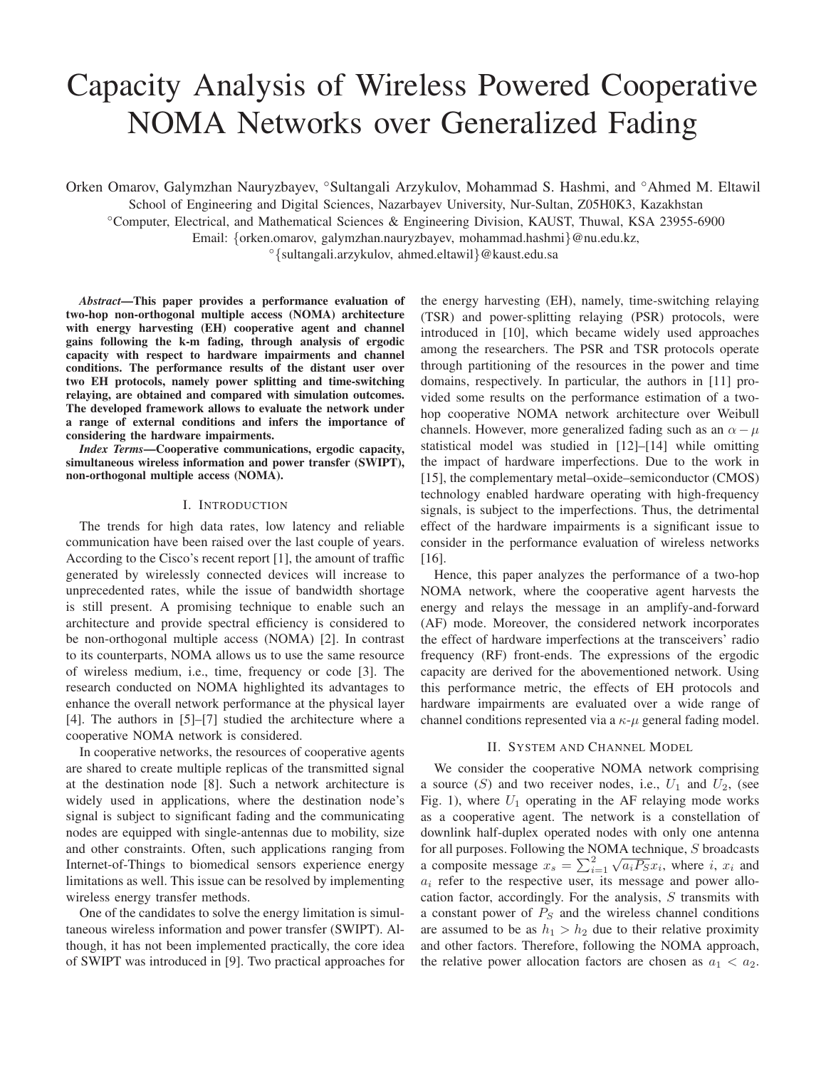# Capacity Analysis of Wireless Powered Cooperative NOMA Networks over Generalized Fading

Orken Omarov, Galymzhan Nauryzbayev, °Sultangali Arzykulov, Mohammad S. Hashmi, and °Ahmed M. Eltawil

School of Engineering and Digital Sciences, Nazarbayev University, Nur-Sultan, Z05H0K3, Kazakhstan

°Computer, Electrical, and Mathematical Sciences & Engineering Division, KAUST, Thuwal, KSA 23955-6900

Email: {orken.omarov, galymzhan.nauryzbayev, mohammad.hashmi}@nu.edu.kz,

°{sultangali.arzykulov, ahmed.eltawil}@kaust.edu.sa

***Abstract*—This paper provides a performance evaluation of two-hop non-orthogonal multiple access (NOMA) architecture with energy harvesting (EH) cooperative agent and channel gains following the k-m fading, through analysis of ergodic capacity with respect to hardware impairments and channel conditions. The performance results of the distant user over two EH protocols, namely power splitting and time-switching relaying, are obtained and compared with simulation outcomes. The developed framework allows to evaluate the network under a range of external conditions and infers the importance of considering the hardware impairments.**

***Index Terms*—Cooperative communications, ergodic capacity, simultaneous wireless information and power transfer (SWIPT), non-orthogonal multiple access (NOMA).**

## I. Introduction

The trends for high data rates, low latency and reliable communication have been raised over the last couple of years. According to the Cisco's recent report [1], the amount of traffic generated by wirelessly connected devices will increase to unprecedented rates, while the issue of bandwidth shortage is still present. A promising technique to enable such an architecture and provide spectral efficiency is considered to be non-orthogonal multiple access (NOMA) [2]. In contrast to its counterparts, NOMA allows us to use the same resource of wireless medium, i.e., time, frequency or code [3]. The research conducted on NOMA highlighted its advantages to enhance the overall network performance at the physical layer [4]. The authors in [5]–[7] studied the architecture where a cooperative NOMA network is considered.

In cooperative networks, the resources of cooperative agents are shared to create multiple replicas of the transmitted signal at the destination node [8]. Such a network architecture is widely used in applications, where the destination node's signal is subject to significant fading and the communicating nodes are equipped with single-antennas due to mobility, size and other constraints. Often, such applications ranging from Internet-of-Things to biomedical sensors experience energy limitations as well. This issue can be resolved by implementing wireless energy transfer methods.

One of the candidates to solve the energy limitation is simultaneous wireless information and power transfer (SWIPT). Although, it has not been implemented practically, the core idea of SWIPT was introduced in [9]. Two practical approaches for the energy harvesting (EH), namely, time-switching relaying (TSR) and power-splitting relaying (PSR) protocols, were introduced in [10], which became widely used approaches among the researchers. The PSR and TSR protocols operate through partitioning of the resources in the power and time domains, respectively. In particular, the authors in [11] provided some results on the performance estimation of a two-hop cooperative NOMA network architecture over Weibull channels. However, more generalized fading such as an $\alpha-\mu$ statistical model was studied in [12]–[14] while omitting the impact of hardware imperfections. Due to the work in [15], the complementary metal–oxide–semiconductor (CMOS) technology enabled hardware operating with high-frequency signals, is subject to the imperfections. Thus, the detrimental effect of the hardware impairments is a significant issue to consider in the performance evaluation of wireless networks [16].

Hence, this paper analyzes the performance of a two-hop NOMA network, where the cooperative agent harvests the energy and relays the message in an amplify-and-forward (AF) mode. Moreover, the considered network incorporates the effect of hardware imperfections at the transceivers' radio frequency (RF) front-ends. The expressions of the ergodic capacity are derived for the abovementioned network. Using this performance metric, the effects of EH protocols and hardware impairments are evaluated over a wide range of channel conditions represented via a $\kappa$-$\mu$ general fading model.

## II. System and Channel Model

We consider the cooperative NOMA network comprising a source ($S$) and two receiver nodes, i.e., $U_1$ and $U_2$, (see Fig. 1), where $U_1$ operating in the AF relaying mode works as a cooperative agent. The network is a constellation of downlink half-duplex operated nodes with only one antenna for all purposes. Following the NOMA technique, $S$ broadcasts a composite message $x_s = \sum_{i=1}^{2} \sqrt{a_i P_S} x_i$, where $i$, $x_i$ and $a_i$ refer to the respective user, its message and power allocation factor, accordingly. For the analysis, $S$ transmits with a constant power of $P_S$ and the wireless channel conditions are assumed to be as $h_1 > h_2$ due to their relative proximity and other factors. Therefore, following the NOMA approach, the relative power allocation factors are chosen as $a_1 < a_2$.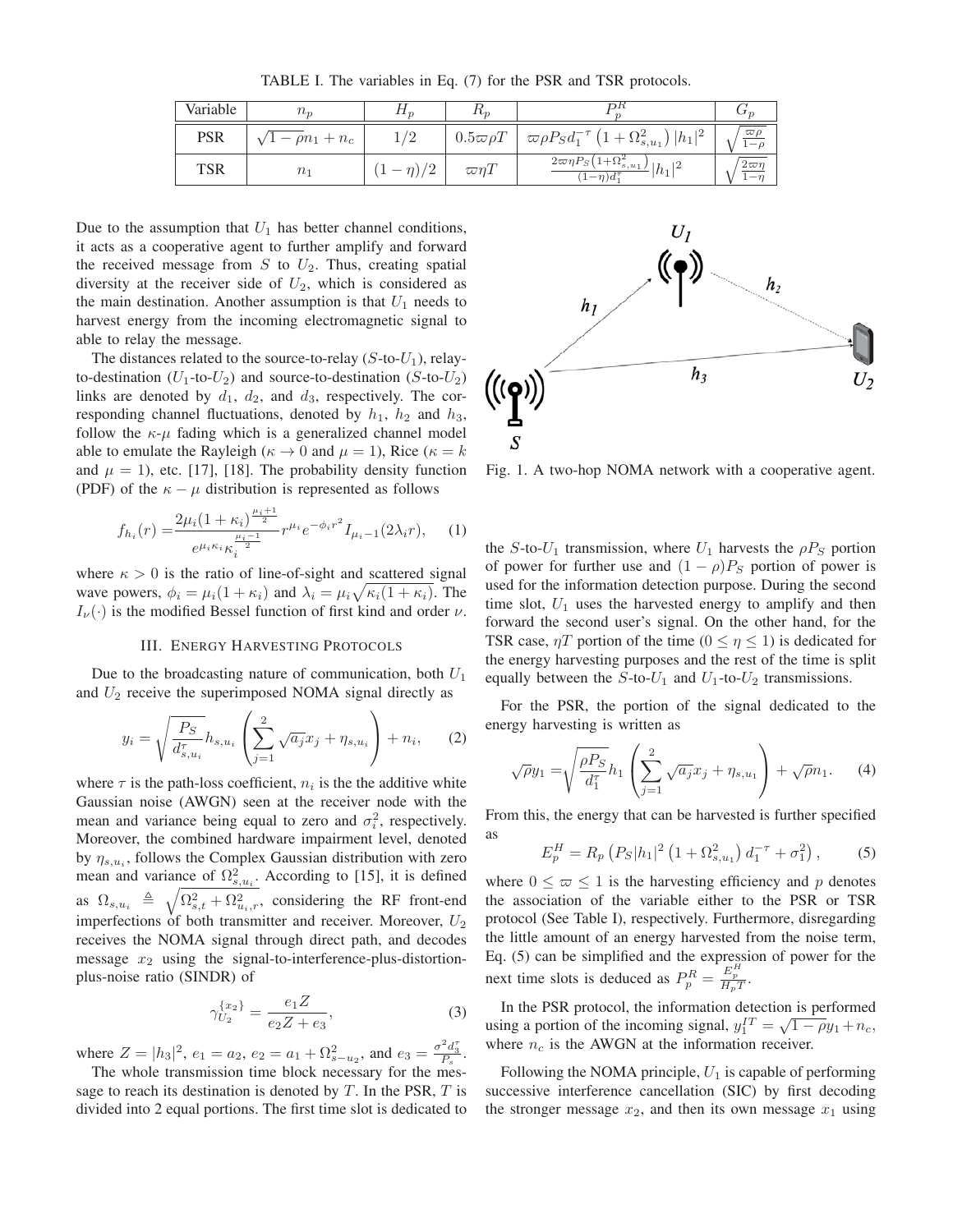TABLE I. The variables in Eq. (7) for the PSR and TSR protocols.

| Variable | $n_p$ | $H_p$ | $R_p$ | $P_p^R$ | $G_p$ |
|---|---|---|---|---|---|
| PSR | $\sqrt{1-\rho}n_1 + n_c$ | $1/2$ | $0.5\varpi\rho T$ | $\varpi\rho P_S d_1^{-\tau}\left(1+\Omega_{s,u_1}^2\right)\|h_1\|^2$ | $\sqrt{\frac{\varpi\rho}{1-\rho}}$ |
| TSR | $n_1$ | $(1-\eta)/2$ | $\varpi\eta T$ | $\frac{2\varpi\eta P_S\left(1+\Omega_{s,u_1}^2\right)}{(1-\eta)d_1^{\tau}}\|h_1\|^2$ | $\sqrt{\frac{2\varpi\eta}{1-\eta}}$ |

Due to the assumption that $U_1$ has better channel conditions, it acts as a cooperative agent to further amplify and forward the received message from $S$ to $U_2$. Thus, creating spatial diversity at the receiver side of $U_2$, which is considered as the main destination. Another assumption is that $U_1$ needs to harvest energy from the incoming electromagnetic signal to able to relay the message.

The distances related to the source-to-relay ($S$-to-$U_1$), relay-to-destination ($U_1$-to-$U_2$) and source-to-destination ($S$-to-$U_2$) links are denoted by $d_1$, $d_2$, and $d_3$, respectively. The corresponding channel fluctuations, denoted by $h_1$, $h_2$ and $h_3$, follow the $\kappa$-$\mu$ fading which is a generalized channel model able to emulate the Rayleigh ($\kappa \to 0$ and $\mu = 1$), Rice ($\kappa = k$ and $\mu = 1$), etc. [17], [18]. The probability density function (PDF) of the $\kappa - \mu$ distribution is represented as follows

$$f_{h_i}(r) = \frac{2\mu_i(1+\kappa_i)^{\frac{\mu_i+1}{2}}}{e^{\mu_i\kappa_i}\kappa_i^{\frac{\mu_i-1}{2}}} r^{\mu_i} e^{-\phi_i r^2} I_{\mu_i-1}(2\lambda_i r), \quad (1)$$

where $\kappa > 0$ is the ratio of line-of-sight and scattered signal wave powers, $\phi_i = \mu_i(1+\kappa_i)$ and $\lambda_i = \mu_i\sqrt{\kappa_i(1+\kappa_i)}$. The $I_\nu(\cdot)$ is the modified Bessel function of first kind and order $\nu$.

## III. Energy Harvesting Protocols

Due to the broadcasting nature of communication, both $U_1$ and $U_2$ receive the superimposed NOMA signal directly as

$$y_i = \sqrt{\frac{P_S}{d_{s,u_i}^{\tau}}} h_{s,u_i} \left( \sum_{j=1}^{2} \sqrt{a_j} x_j + \eta_{s,u_i} \right) + n_i, \quad (2)$$

where $\tau$ is the path-loss coefficient, $n_i$ is the the additive white Gaussian noise (AWGN) seen at the receiver node with the mean and variance being equal to zero and $\sigma_i^2$, respectively. Moreover, the combined hardware impairment level, denoted by $\eta_{s,u_i}$, follows the Complex Gaussian distribution with zero mean and variance of $\Omega_{s,u_i}^2$. According to [15], it is defined as $\Omega_{s,u_i} \triangleq \sqrt{\Omega_{s,t}^2 + \Omega_{u_i,r}^2}$, considering the RF front-end imperfections of both transmitter and receiver. Moreover, $U_2$ receives the NOMA signal through direct path, and decodes message $x_2$ using the signal-to-interference-plus-distortion-plus-noise ratio (SINDR) of

$$\gamma_{U_2}^{\{x_2\}} = \frac{e_1 Z}{e_2 Z + e_3}, \quad (3)$$

where $Z = |h_3|^2$, $e_1 = a_2$, $e_2 = a_1 + \Omega_{s-u_2}^2$, and $e_3 = \frac{\sigma^2 d_3^{\tau}}{P_s}$.

The whole transmission time block necessary for the message to reach its destination is denoted by $T$. In the PSR, $T$ is divided into 2 equal portions. The first time slot is dedicated to the $S$-to-$U_1$ transmission, where $U_1$ harvests the $\rho P_S$ portion of power for further use and $(1-\rho)P_S$ portion of power is used for the information detection purpose. During the second time slot, $U_1$ uses the harvested energy to amplify and then forward the second user's signal. On the other hand, for the TSR case, $\eta T$ portion of the time ($0 \leq \eta \leq 1$) is dedicated for the energy harvesting purposes and the rest of the time is split equally between the $S$-to-$U_1$ and $U_1$-to-$U_2$ transmissions.

Fig. 1. A two-hop NOMA network with a cooperative agent.

For the PSR, the portion of the signal dedicated to the energy harvesting is written as

$$\sqrt{\rho} y_1 = \sqrt{\frac{\rho P_S}{d_1^{\tau}}} h_1 \left( \sum_{j=1}^{2} \sqrt{a_j} x_j + \eta_{s,u_1} \right) + \sqrt{\rho} n_1. \quad (4)$$

From this, the energy that can be harvested is further specified as

$$E_p^H = R_p \left( P_S |h_1|^2 \left(1 + \Omega_{s,u_1}^2\right) d_1^{-\tau} + \sigma_1^2 \right), \quad (5)$$

where $0 \leq \varpi \leq 1$ is the harvesting efficiency and $p$ denotes the association of the variable either to the PSR or TSR protocol (See Table I), respectively. Furthermore, disregarding the little amount of an energy harvested from the noise term, Eq. (5) can be simplified and the expression of power for the next time slots is deduced as $P_p^R = \frac{E_p^H}{H_p T}$.

In the PSR protocol, the information detection is performed using a portion of the incoming signal, $y_1^{IT} = \sqrt{1-\rho} y_1 + n_c$, where $n_c$ is the AWGN at the information receiver.

Following the NOMA principle, $U_1$ is capable of performing successive interference cancellation (SIC) by first decoding the stronger message $x_2$, and then its own message $x_1$ using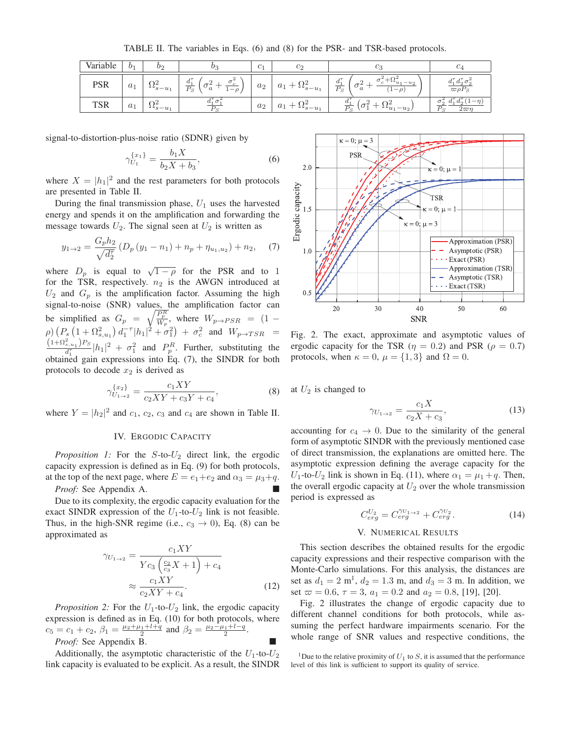TABLE II. The variables in Eqs. (6) and (8) for the PSR- and TSR-based protocols.

| Variable | $b_1$ | $b_2$ | $b_3$ | $c_1$ | $c_2$ | $c_3$ | $c_4$ |
|---|---|---|---|---|---|---|---|
| PSR | $a_1$ | $\Omega^2_{s-u_1}$ | $\frac{d_1^\tau}{P_S}\left(\sigma_a^2 + \frac{\sigma_c^2}{1-\rho}\right)$ | $a_2$ | $a_1 + \Omega^2_{s-u_1}$ | $\frac{d_1^\tau}{P_S}\left(\sigma_a^2 + \frac{\sigma_c^2 + \Omega^2_{u_1-u_2}}{(1-\rho)}\right)$ | $\frac{d_1^\tau d_2^\tau \sigma_2^2}{\varpi \rho P_S}$ |
| TSR | $a_1$ | $\Omega^2_{s-u_1}$ | $\frac{d_1^\tau \sigma_1^2}{P_S}$ | $a_2$ | $a_1 + \Omega^2_{s-u_1}$ | $\frac{d_1^\tau}{P_S}\left(\sigma_1^2 + \Omega^2_{u_1-u_2}\right)$ | $\frac{\sigma_2^2}{P_S}\frac{d_1^\tau d_2^\tau (1-\eta)}{2\varpi\eta}$ |

signal-to-distortion-plus-noise ratio (SDNR) given by

$$\gamma_{U_1}^{\{x_1\}} = \frac{b_1 X}{b_2 X + b_3}, \tag{6}$$

where $X = |h_1|^2$ and the rest parameters for both protocols are presented in Table II.

During the final transmission phase, $U_1$ uses the harvested energy and spends it on the amplification and forwarding the message towards $U_2$. The signal seen at $U_2$ is written as

$$y_{1\to 2} = \frac{G_p h_2}{\sqrt{d_2^\tau}}\left(D_p\left(y_1 - n_1\right) + n_p + \eta_{u_1,u_2}\right) + n_2, \tag{7}$$

where $D_p$ is equal to $\sqrt{1-\rho}$ for the PSR and to 1 for the TSR, respectively. $n_2$ is the AWGN introduced at $U_2$ and $G_p$ is the amplification factor. Assuming the high signal-to-noise (SNR) values, the amplification factor can be simplified as $G_p = \sqrt{\frac{P_p^R}{W_p}}$, where $W_{p\to PSR} = (1-\rho)\left(P_s\left(1+\Omega^2_{s,u_1}\right)d_1^{-\tau}|h_1|^2 + \sigma_1^2\right) + \sigma_c^2$ and $W_{p\to TSR} = \frac{\left(1+\Omega^2_{s,u_1}\right)P_S}{d_1^\tau}|h_1|^2 + \sigma_1^2$ and $P_p^R$. Further, substituting the obtained gain expressions into Eq. (7), the SINDR for both protocols to decode $x_2$ is derived as

$$\gamma_{U_{1\to 2}}^{\{x_2\}} = \frac{c_1 XY}{c_2 XY + c_3 Y + c_4}, \tag{8}$$

where $Y = |h_2|^2$ and $c_1$, $c_2$, $c_3$ and $c_4$ are shown in Table II.

## IV. Ergodic Capacity

*Proposition 1:* For the $S$-to-$U_2$ direct link, the ergodic capacity expression is defined as in Eq. (9) for both protocols, at the top of the next page, where $E = e_1 + e_2$ and $\alpha_3 = \mu_3 + q$.

*Proof:* See Appendix A. ∎

Due to its complexity, the ergodic capacity evaluation for the exact SINDR expression of the $U_1$-to-$U_2$ link is not feasible. Thus, in the high-SNR regime (i.e., $c_3 \to 0$), Eq. (8) can be approximated as

$$\gamma_{U_{1\to 2}} = \frac{c_1 XY}{Y c_3\left(\frac{c_2}{c_3}X + 1\right) + c_4} \approx \frac{c_1 XY}{c_2 XY + c_4}. \tag{12}$$

*Proposition 2:* For the $U_1$-to-$U_2$ link, the ergodic capacity expression is defined as in Eq. (10) for both protocols, where $c_5 = c_1 + c_2$, $\beta_1 = \frac{\mu_2 + \mu_1 + l + q}{2}$ and $\beta_2 = \frac{\mu_2 - \mu_1 + l - q}{2}$.

*Proof:* See Appendix B. ∎

Additionally, the asymptotic characteristic of the $U_1$-to-$U_2$ link capacity is evaluated to be explicit. As a result, the SINDR at $U_2$ is changed to

$$\gamma_{U_{1\to 2}} = \frac{c_1 X}{c_2 X + c_3}, \tag{13}$$

accounting for $c_4 \to 0$. Due to the similarity of the general form of asymptotic SINDR with the previously mentioned case of direct transmission, the explanations are omitted here. The asymptotic expression defining the average capacity for the $U_1$-to-$U_2$ link is shown in Eq. (11), where $\alpha_1 = \mu_1 + q$. Then, the overall ergodic capacity at $U_2$ over the whole transmission period is expressed as

$$C_{erg}^{U_2} = C_{erg}^{\gamma_{U_{1\to 2}}} + C_{erg}^{\gamma_{U_2}}. \tag{14}$$

Fig. 2. The exact, approximate and asymptotic values of ergodic capacity for the TSR ($\eta = 0.2$) and PSR ($\rho = 0.7$) protocols, when $\kappa = 0$, $\mu = \{1, 3\}$ and $\Omega = 0$.

## V. Numerical Results

This section describes the obtained results for the ergodic capacity expressions and their respective comparison with the Monte-Carlo simulations. For this analysis, the distances are set as $d_1 = 2$ m[1], $d_2 = 1.3$ m, and $d_3 = 3$ m. In addition, we set $\varpi = 0.6$, $\tau = 3$, $a_1 = 0.2$ and $a_2 = 0.8$, [19], [20].

Fig. 2 illustrates the change of ergodic capacity due to different channel conditions for both protocols, while assuming the perfect hardware impairments scenario. For the whole range of SNR values and respective conditions, the

[1] Due to the relative proximity of $U_1$ to $S$, it is assumed that the performance level of this link is sufficient to support its quality of service.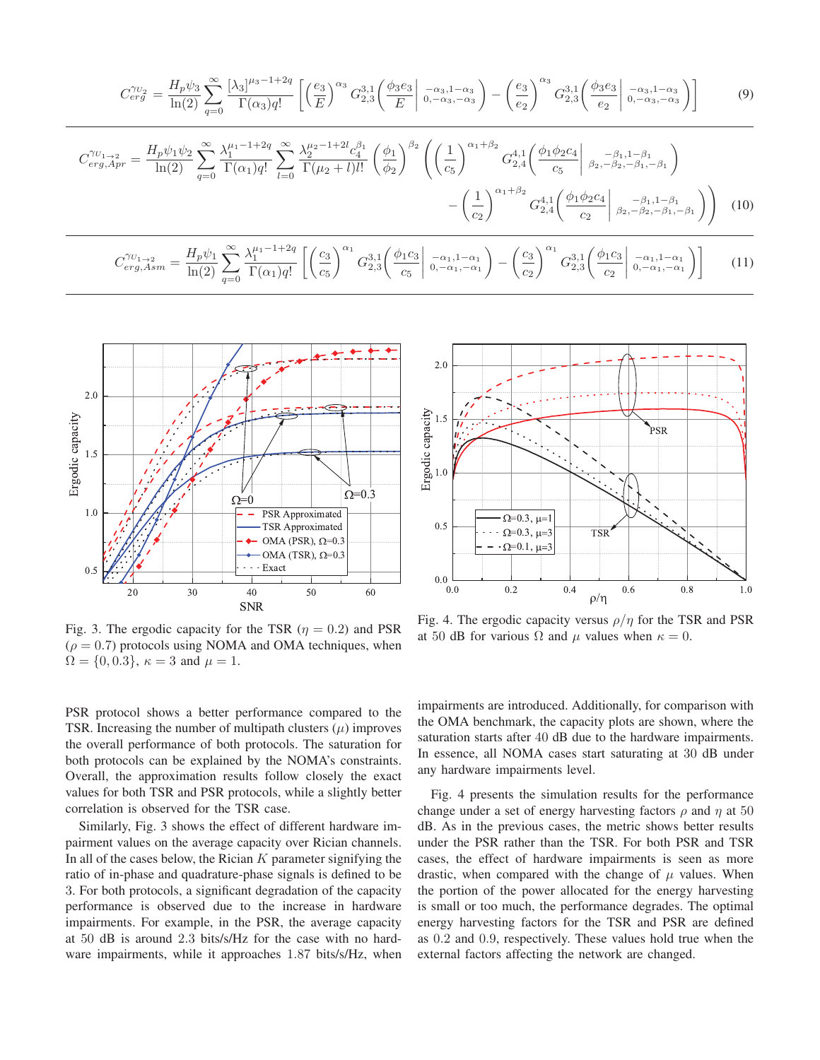$$C_{erg}^{\gamma_{U_2}} = \frac{H_p \psi_3}{\ln(2)} \sum_{q=0}^{\infty} \frac{[\lambda_3]^{\mu_3-1+2q}}{\Gamma(\alpha_3) q!} \left[ \left(\frac{e_3}{E}\right)^{\alpha_3} G_{2,3}^{3,1}\left( \frac{\phi_3 e_3}{E} \middle| \begin{smallmatrix} -\alpha_3, 1-\alpha_3 \\ 0, -\alpha_3, -\alpha_3 \end{smallmatrix} \right) - \left(\frac{e_3}{e_2}\right)^{\alpha_3} G_{2,3}^{3,1}\left( \frac{\phi_3 e_3}{e_2} \middle| \begin{smallmatrix} -\alpha_3, 1-\alpha_3 \\ 0, -\alpha_3, -\alpha_3 \end{smallmatrix} \right) \right] \tag{9}$$

$$C_{erg,Apr}^{\gamma_{U_{1\to 2}}} = \frac{H_p \psi_1 \psi_2}{\ln(2)} \sum_{q=0}^{\infty} \frac{\lambda_1^{\mu_1-1+2q}}{\Gamma(\alpha_1) q!} \sum_{l=0}^{\infty} \frac{\lambda_2^{\mu_2-1+2l} c_4^{\beta_1}}{\Gamma(\mu_2+l) l!} \left(\frac{\phi_1}{\phi_2}\right)^{\beta_2} \left( \left(\frac{1}{c_5}\right)^{\alpha_1+\beta_2} G_{2,4}^{4,1}\left( \frac{\phi_1 \phi_2 c_4}{c_5} \middle| \begin{smallmatrix} -\beta_1, 1-\beta_1 \\ \beta_2, -\beta_2, -\beta_1, -\beta_1 \end{smallmatrix} \right) - \left(\frac{1}{c_2}\right)^{\alpha_1+\beta_2} G_{2,4}^{4,1}\left( \frac{\phi_1 \phi_2 c_4}{c_2} \middle| \begin{smallmatrix} -\beta_1, 1-\beta_1 \\ \beta_2, -\beta_2, -\beta_1, -\beta_1 \end{smallmatrix} \right) \right) \tag{10}$$

$$C_{erg,Asm}^{\gamma_{U_{1\to 2}}} = \frac{H_p \psi_1}{\ln(2)} \sum_{q=0}^{\infty} \frac{\lambda_1^{\mu_1-1+2q}}{\Gamma(\alpha_1) q!} \left[ \left(\frac{c_3}{c_5}\right)^{\alpha_1} G_{2,3}^{3,1}\left( \frac{\phi_1 c_3}{c_5} \middle| \begin{smallmatrix} -\alpha_1, 1-\alpha_1 \\ 0, -\alpha_1, -\alpha_1 \end{smallmatrix} \right) - \left(\frac{c_3}{c_2}\right)^{\alpha_1} G_{2,3}^{3,1}\left( \frac{\phi_1 c_3}{c_2} \middle| \begin{smallmatrix} -\alpha_1, 1-\alpha_1 \\ 0, -\alpha_1, -\alpha_1 \end{smallmatrix} \right) \right] \tag{11}$$

Fig. 3. The ergodic capacity for the TSR ($\eta = 0.2$) and PSR ($\rho = 0.7$) protocols using NOMA and OMA techniques, when $\Omega = \{0, 0.3\}$, $\kappa = 3$ and $\mu = 1$.

Fig. 4. The ergodic capacity versus $\rho/\eta$ for the TSR and PSR at 50 dB for various $\Omega$ and $\mu$ values when $\kappa = 0$.

PSR protocol shows a better performance compared to the TSR. Increasing the number of multipath clusters ($\mu$) improves the overall performance of both protocols. The saturation for both protocols can be explained by the NOMA's constraints. Overall, the approximation results follow closely the exact values for both TSR and PSR protocols, while a slightly better correlation is observed for the TSR case.

Similarly, Fig. 3 shows the effect of different hardware impairment values on the average capacity over Rician channels. In all of the cases below, the Rician $K$ parameter signifying the ratio of in-phase and quadrature-phase signals is defined to be 3. For both protocols, a significant degradation of the capacity performance is observed due to the increase in hardware impairments. For example, in the PSR, the average capacity at 50 dB is around 2.3 bits/s/Hz for the case with no hardware impairments, while it approaches 1.87 bits/s/Hz, when impairments are introduced. Additionally, for comparison with the OMA benchmark, the capacity plots are shown, where the saturation starts after 40 dB due to the hardware impairments. In essence, all NOMA cases start saturating at 30 dB under any hardware impairments level.

Fig. 4 presents the simulation results for the performance change under a set of energy harvesting factors $\rho$ and $\eta$ at 50 dB. As in the previous cases, the metric shows better results under the PSR rather than the TSR. For both PSR and TSR cases, the effect of hardware impairments is seen as more drastic, when compared with the change of $\mu$ values. When the portion of the power allocated for the energy harvesting is small or too much, the performance degrades. The optimal energy harvesting factors for the TSR and PSR are defined as 0.2 and 0.9, respectively. These values hold true when the external factors affecting the network are changed.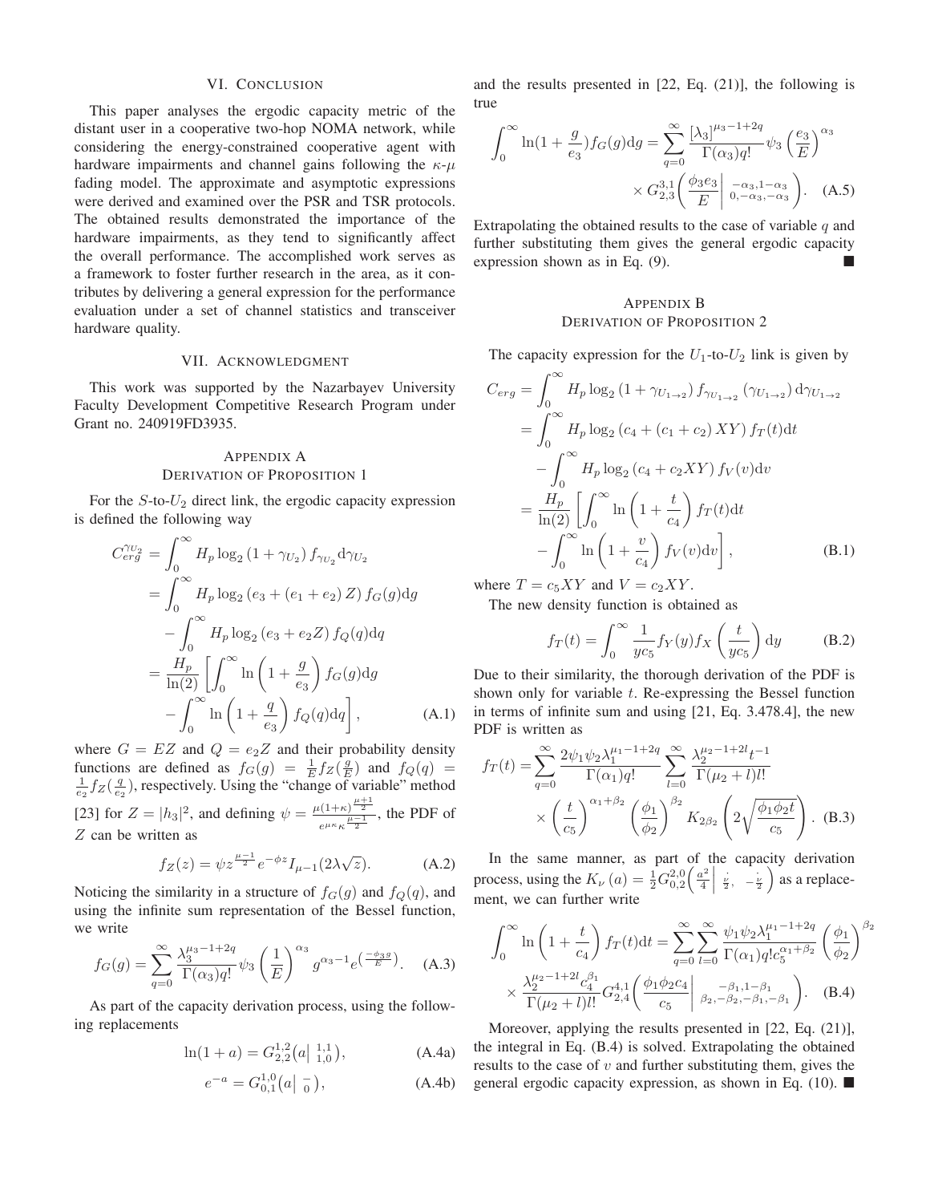## VI. Conclusion

This paper analyses the ergodic capacity metric of the distant user in a cooperative two-hop NOMA network, while considering the energy-constrained cooperative agent with hardware impairments and channel gains following the $\kappa$-$\mu$ fading model. The approximate and asymptotic expressions were derived and examined over the PSR and TSR protocols. The obtained results demonstrated the importance of the hardware impairments, as they tend to significantly affect the overall performance. The accomplished work serves as a framework to foster further research in the area, as it contributes by delivering a general expression for the performance evaluation under a set of channel statistics and transceiver hardware quality.

## VII. Acknowledgment

This work was supported by the Nazarbayev University Faculty Development Competitive Research Program under Grant no. 240919FD3935.

## Appendix A
### Derivation of Proposition 1

For the $S$-to-$U_2$ direct link, the ergodic capacity expression is defined the following way

$$
\begin{aligned}
C_{erg}^{\gamma_{U_2}} &= \int_0^\infty H_p \log_2\left(1+\gamma_{U_2}\right) f_{\gamma_{U_2}} \mathrm{d}\gamma_{U_2} \\
&= \int_0^\infty H_p \log_2\left(e_3 + (e_1+e_2)Z\right) f_G(g)\mathrm{d}g \\
&\quad - \int_0^\infty H_p \log_2\left(e_3 + e_2 Z\right) f_Q(q)\mathrm{d}q \\
&= \frac{H_p}{\ln(2)}\left[\int_0^\infty \ln\left(1+\frac{g}{e_3}\right) f_G(g)\mathrm{d}g \right.\\
&\quad \left. - \int_0^\infty \ln\left(1+\frac{q}{e_3}\right) f_Q(q)\mathrm{d}q\right], \qquad \text{(A.1)}
\end{aligned}
$$

where $G = EZ$ and $Q = e_2 Z$ and their probability density functions are defined as $f_G(g) = \frac{1}{E} f_Z(\frac{g}{E})$ and $f_Q(q) = \frac{1}{e_2} f_Z(\frac{q}{e_2})$, respectively. Using the "change of variable" method [23] for $Z = |h_3|^2$, and defining $\psi = \frac{\mu(1+\kappa)^{\frac{\mu+1}{2}}}{e^{\mu\kappa}\kappa^{\frac{\mu-1}{2}}}$, the PDF of $Z$ can be written as

$$
f_Z(z) = \psi z^{\frac{\mu-1}{2}} e^{-\phi z} I_{\mu-1}(2\lambda\sqrt{z}). \qquad \text{(A.2)}
$$

Noticing the similarity in a structure of $f_G(g)$ and $f_Q(q)$, and using the infinite sum representation of the Bessel function, we write

$$
f_G(g) = \sum_{q=0}^\infty \frac{\lambda_3^{\mu_3-1+2q}}{\Gamma(\alpha_3)q!}\psi_3\left(\frac{1}{E}\right)^{\alpha_3} g^{\alpha_3-1} e^{\left(\frac{-\phi_3 g}{E}\right)}. \qquad \text{(A.3)}
$$

As part of the capacity derivation process, using the following replacements

$$
\ln(1+a) = G_{2,2}^{1,2}\left(a \middle|\, {}^{1,1}_{1,0}\right), \qquad \text{(A.4a)}
$$

$$
e^{-a} = G_{0,1}^{1,0}\left(a \middle|\, {}^{-}_{0}\right), \qquad \text{(A.4b)}
$$

and the results presented in [22, Eq. (21)], the following is true

$$
\begin{aligned}
\int_0^\infty \ln(1+\frac{g}{e_3}) f_G(g)\mathrm{d}g &= \sum_{q=0}^\infty \frac{[\lambda_3]^{\mu_3-1+2q}}{\Gamma(\alpha_3)q!}\psi_3\left(\frac{e_3}{E}\right)^{\alpha_3} \\
&\quad \times G_{2,3}^{3,1}\left(\frac{\phi_3 e_3}{E}\middle|\, {}^{-\alpha_3,1-\alpha_3}_{0,-\alpha_3,-\alpha_3}\right). \qquad \text{(A.5)}
\end{aligned}
$$

Extrapolating the obtained results to the case of variable $q$ and further substituting them gives the general ergodic capacity expression shown as in Eq. (9). ■

## Appendix B
### Derivation of Proposition 2

The capacity expression for the $U_1$-to-$U_2$ link is given by

$$
\begin{aligned}
C_{erg} &= \int_0^\infty H_p \log_2\left(1+\gamma_{U_{1\to 2}}\right) f_{\gamma_{U_{1\to 2}}}\left(\gamma_{U_{1\to 2}}\right)\mathrm{d}\gamma_{U_{1\to 2}} \\
&= \int_0^\infty H_p \log_2\left(c_4 + (c_1+c_2)XY\right) f_T(t)\mathrm{d}t \\
&\quad - \int_0^\infty H_p \log_2\left(c_4 + c_2 XY\right) f_V(v)\mathrm{d}v \\
&= \frac{H_p}{\ln(2)}\left[\int_0^\infty \ln\left(1+\frac{t}{c_4}\right) f_T(t)\mathrm{d}t \right.\\
&\quad \left. - \int_0^\infty \ln\left(1+\frac{v}{c_4}\right) f_V(v)\mathrm{d}v\right], \qquad \text{(B.1)}
\end{aligned}
$$

where $T = c_5 XY$ and $V = c_2 XY$.

The new density function is obtained as

$$
f_T(t) = \int_0^\infty \frac{1}{yc_5} f_Y(y) f_X\left(\frac{t}{yc_5}\right)\mathrm{d}y \qquad \text{(B.2)}
$$

Due to their similarity, the thorough derivation of the PDF is shown only for variable $t$. Re-expressing the Bessel function in terms of infinite sum and using [21, Eq. 3.478.4], the new PDF is written as

$$
\begin{aligned}
f_T(t) = &\sum_{q=0}^\infty \frac{2\psi_1\psi_2\lambda_1^{\mu_1-1+2q}}{\Gamma(\alpha_1)q!}\sum_{l=0}^\infty \frac{\lambda_2^{\mu_2-1+2l} t^{-1}}{\Gamma(\mu_2+l)l!} \\
&\times \left(\frac{t}{c_5}\right)^{\alpha_1+\beta_2}\left(\frac{\phi_1}{\phi_2}\right)^{\beta_2} K_{2\beta_2}\left(2\sqrt{\frac{\phi_1\phi_2 t}{c_5}}\right). \qquad \text{(B.3)}
\end{aligned}
$$

In the same manner, as part of the capacity derivation process, using the $K_\nu(a) = \frac{1}{2}G_{0,2}^{2,0}\left(\frac{a^2}{4}\middle|\, \frac{\nu}{2},\ -\frac{\nu}{2}\right)$ as a replacement, we can further write

$$
\begin{aligned}
\int_0^\infty \ln\left(1+\frac{t}{c_4}\right) f_T(t)\mathrm{d}t = &\sum_{q=0}^\infty\sum_{l=0}^\infty \frac{\psi_1\psi_2\lambda_1^{\mu_1-1+2q}}{\Gamma(\alpha_1)q!c_5^{\alpha_1+\beta_2}}\left(\frac{\phi_1}{\phi_2}\right)^{\beta_2} \\
&\times \frac{\lambda_2^{\mu_2-1+2l}c_4^{\beta_1}}{\Gamma(\mu_2+l)l!} G_{2,4}^{4,1}\left(\frac{\phi_1\phi_2 c_4}{c_5}\middle|\, {}^{-\beta_1,1-\beta_1}_{\beta_2,-\beta_2,-\beta_1,-\beta_1}\right). \qquad \text{(B.4)}
\end{aligned}
$$

Moreover, applying the results presented in [22, Eq. (21)], the integral in Eq. (B.4) is solved. Extrapolating the obtained results to the case of $v$ and further substituting them, gives the general ergodic capacity expression, as shown in Eq. (10). ■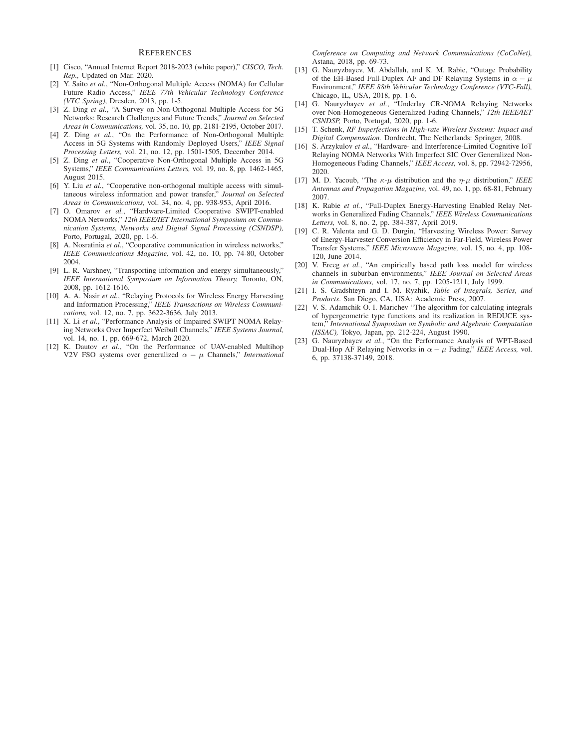# References

[1] Cisco, "Annual Internet Report 2018-2023 (white paper)," *CISCO, Tech. Rep.,* Updated on Mar. 2020.

[2] Y. Saito *et al.*, "Non-Orthogonal Multiple Access (NOMA) for Cellular Future Radio Access," *IEEE 77th Vehicular Technology Conference (VTC Spring)*, Dresden, 2013, pp. 1-5.

[3] Z. Ding *et al.*, "A Survey on Non-Orthogonal Multiple Access for 5G Networks: Research Challenges and Future Trends," *Journal on Selected Areas in Communications,* vol. 35, no. 10, pp. 2181-2195, October 2017.

[4] Z. Ding *et al.*, "On the Performance of Non-Orthogonal Multiple Access in 5G Systems with Randomly Deployed Users," *IEEE Signal Processing Letters,* vol. 21, no. 12, pp. 1501-1505, December 2014.

[5] Z. Ding *et al.*, "Cooperative Non-Orthogonal Multiple Access in 5G Systems," *IEEE Communications Letters,* vol. 19, no. 8, pp. 1462-1465, August 2015.

[6] Y. Liu *et al.*, "Cooperative non-orthogonal multiple access with simultaneous wireless information and power transfer," *Journal on Selected Areas in Communications,* vol. 34, no. 4, pp. 938-953, April 2016.

[7] O. Omarov *et al.*, "Hardware-Limited Cooperative SWIPT-enabled NOMA Networks," *12th IEEE/IET International Symposium on Communication Systems, Networks and Digital Signal Processing (CSNDSP),* Porto, Portugal, 2020, pp. 1-6.

[8] A. Nosratinia *et al.*, "Cooperative communication in wireless networks," *IEEE Communications Magazine,* vol. 42, no. 10, pp. 74-80, October 2004.

[9] L. R. Varshney, "Transporting information and energy simultaneously," *IEEE International Symposium on Information Theory,* Toronto, ON, 2008, pp. 1612-1616.

[10] A. A. Nasir *et al.*, "Relaying Protocols for Wireless Energy Harvesting and Information Processing," *IEEE Transactions on Wireless Communications,* vol. 12, no. 7, pp. 3622-3636, July 2013.

[11] X. Li *et al.*, "Performance Analysis of Impaired SWIPT NOMA Relaying Networks Over Imperfect Weibull Channels," *IEEE Systems Journal,* vol. 14, no. 1, pp. 669-672, March 2020.

[12] K. Dautov *et al.*, "On the Performance of UAV-enabled Multihop V2V FSO systems over generalized $\alpha - \mu$ Channels," *International Conference on Computing and Network Communications (CoCoNet),* Astana, 2018, pp. 69-73.

[13] G. Nauryzbayev, M. Abdallah, and K. M. Rabie, "Outage Probability of the EH-Based Full-Duplex AF and DF Relaying Systems in $\alpha - \mu$ Environment," *IEEE 88th Vehicular Technology Conference (VTC-Fall),* Chicago, IL, USA, 2018, pp. 1-6.

[14] G. Nauryzbayev *et al.*, "Underlay CR-NOMA Relaying Networks over Non-Homogeneous Generalized Fading Channels," *12th IEEE/IET CSNDSP,* Porto, Portugal, 2020, pp. 1-6.

[15] T. Schenk, *RF Imperfections in High-rate Wireless Systems: Impact and Digital Compensation.* Dordrecht, The Netherlands: Springer, 2008.

[16] S. Arzykulov *et al.*, "Hardware- and Interference-Limited Cognitive IoT Relaying NOMA Networks With Imperfect SIC Over Generalized Non-Homogeneous Fading Channels," *IEEE Access,* vol. 8, pp. 72942-72956, 2020.

[17] M. D. Yacoub, "The $\kappa$-$\mu$ distribution and the $\eta$-$\mu$ distribution," *IEEE Antennas and Propagation Magazine,* vol. 49, no. 1, pp. 68-81, February 2007.

[18] K. Rabie *et al.*, "Full-Duplex Energy-Harvesting Enabled Relay Networks in Generalized Fading Channels," *IEEE Wireless Communications Letters,* vol. 8, no. 2, pp. 384-387, April 2019.

[19] C. R. Valenta and G. D. Durgin, "Harvesting Wireless Power: Survey of Energy-Harvester Conversion Efficiency in Far-Field, Wireless Power Transfer Systems," *IEEE Microwave Magazine,* vol. 15, no. 4, pp. 108-120, June 2014.

[20] V. Erceg *et al.*, "An empirically based path loss model for wireless channels in suburban environments," *IEEE Journal on Selected Areas in Communications,* vol. 17, no. 7, pp. 1205-1211, July 1999.

[21] I. S. Gradshteyn and I. M. Ryzhik, *Table of Integrals, Series, and Products*. San Diego, CA, USA: Academic Press, 2007.

[22] V. S. Adamchik O. I. Marichev "The algorithm for calculating integrals of hypergeometric type functions and its realization in REDUCE system," *International Symposium on Symbolic and Algebraic Computation (ISSAC),* Tokyo, Japan, pp. 212-224, August 1990.

[23] G. Nauryzbayev *et al.*, "On the Performance Analysis of WPT-Based Dual-Hop AF Relaying Networks in $\alpha - \mu$ Fading," *IEEE Access,* vol. 6, pp. 37138-37149, 2018.